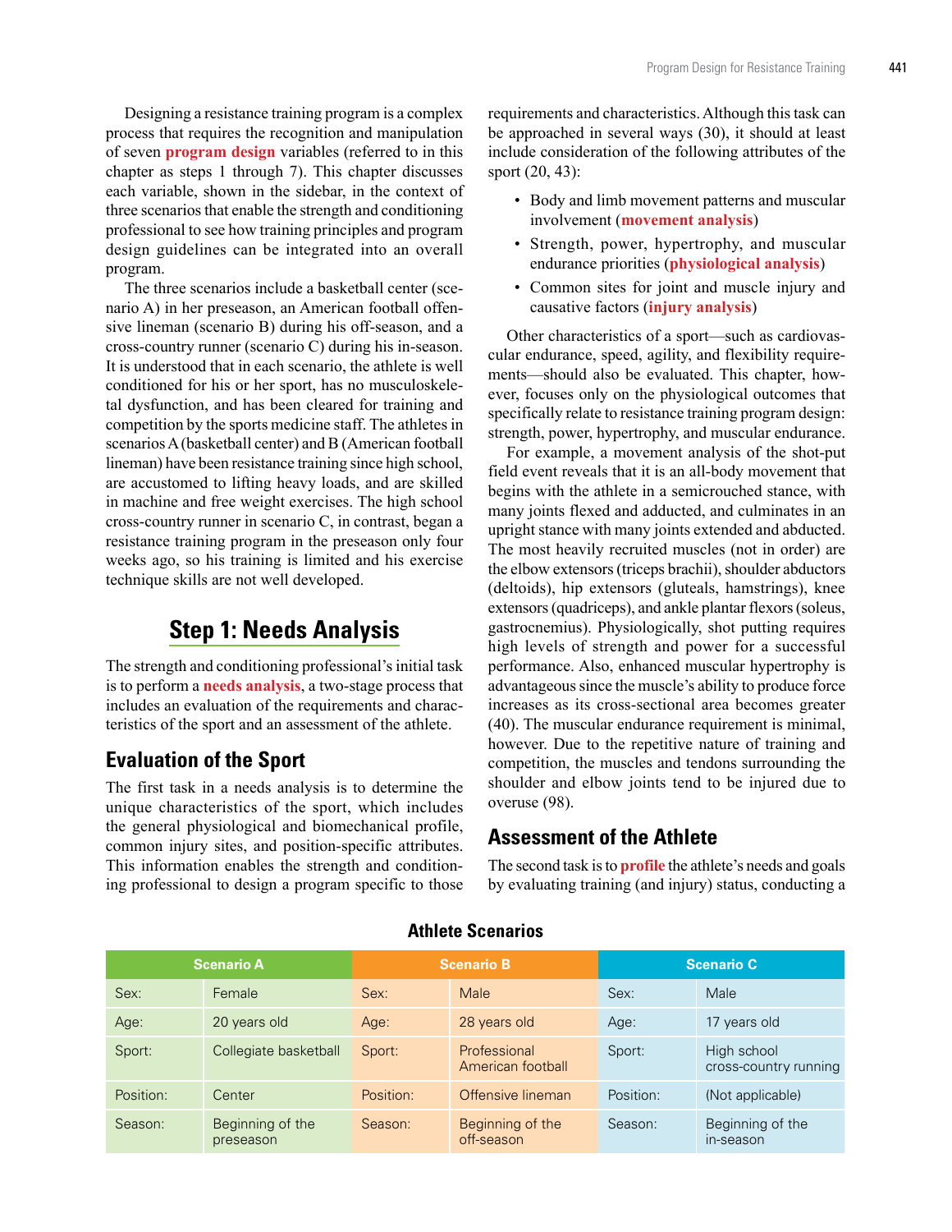Designing a resistance training program is a complex process that requires the recognition and manipulation of seven **program design** variables (referred to in this chapter as steps 1 through 7). This chapter discusses each variable, shown in the sidebar, in the context of three scenarios that enable the strength and conditioning professional to see how training principles and program design guidelines can be integrated into an overall program.

The three scenarios include a basketball center (scenario A) in her preseason, an American football offensive lineman (scenario B) during his off-season, and a cross-country runner (scenario C) during his in-season. It is understood that in each scenario, the athlete is well conditioned for his or her sport, has no musculoskeletal dysfunction, and has been cleared for training and competition by the sports medicine staff. The athletes in scenarios A (basketball center) and B (American football lineman) have been resistance training since high school, are accustomed to lifting heavy loads, and are skilled in machine and free weight exercises. The high school cross-country runner in scenario C, in contrast, began a resistance training program in the preseason only four weeks ago, so his training is limited and his exercise technique skills are not well developed.

## Step 1: Needs Analysis

The strength and conditioning professional's initial task is to perform a **needs analysis**, a two-stage process that includes an evaluation of the requirements and characteristics of the sport and an assessment of the athlete.

### Evaluation of the Sport

The first task in a needs analysis is to determine the unique characteristics of the sport, which includes the general physiological and biomechanical profile, common injury sites, and position-specific attributes. This information enables the strength and conditioning professional to design a program specific to those requirements and characteristics. Although this task can be approached in several ways (30), it should at least include consideration of the following attributes of the sport (20, 43):

- Body and limb movement patterns and muscular involvement (**movement analysis**)
- Strength, power, hypertrophy, and muscular endurance priorities (**physiological analysis**)
- Common sites for joint and muscle injury and causative factors (**injury analysis**)

Other characteristics of a sport—such as cardiovascular endurance, speed, agility, and flexibility requirements—should also be evaluated. This chapter, however, focuses only on the physiological outcomes that specifically relate to resistance training program design: strength, power, hypertrophy, and muscular endurance.

For example, a movement analysis of the shot-put field event reveals that it is an all-body movement that begins with the athlete in a semicrouched stance, with many joints flexed and adducted, and culminates in an upright stance with many joints extended and abducted. The most heavily recruited muscles (not in order) are the elbow extensors (triceps brachii), shoulder abductors (deltoids), hip extensors (gluteals, hamstrings), knee extensors (quadriceps), and ankle plantar flexors (soleus, gastrocnemius). Physiologically, shot putting requires high levels of strength and power for a successful performance. Also, enhanced muscular hypertrophy is advantageous since the muscle's ability to produce force increases as its cross-sectional area becomes greater (40). The muscular endurance requirement is minimal, however. Due to the repetitive nature of training and competition, the muscles and tendons surrounding the shoulder and elbow joints tend to be injured due to overuse (98).

### Assessment of the Athlete

The second task is to **profile** the athlete's needs and goals by evaluating training (and injury) status, conducting a

**Athlete Scenarios**

| Scenario A | | Scenario B | | Scenario C | |
|---|---|---|---|---|---|
| Sex: | Female | Sex: | Male | Sex: | Male |
| Age: | 20 years old | Age: | 28 years old | Age: | 17 years old |
| Sport: | Collegiate basketball | Sport: | Professional American football | Sport: | High school cross-country running |
| Position: | Center | Position: | Offensive lineman | Position: | (Not applicable) |
| Season: | Beginning of the preseason | Season: | Beginning of the off-season | Season: | Beginning of the in-season |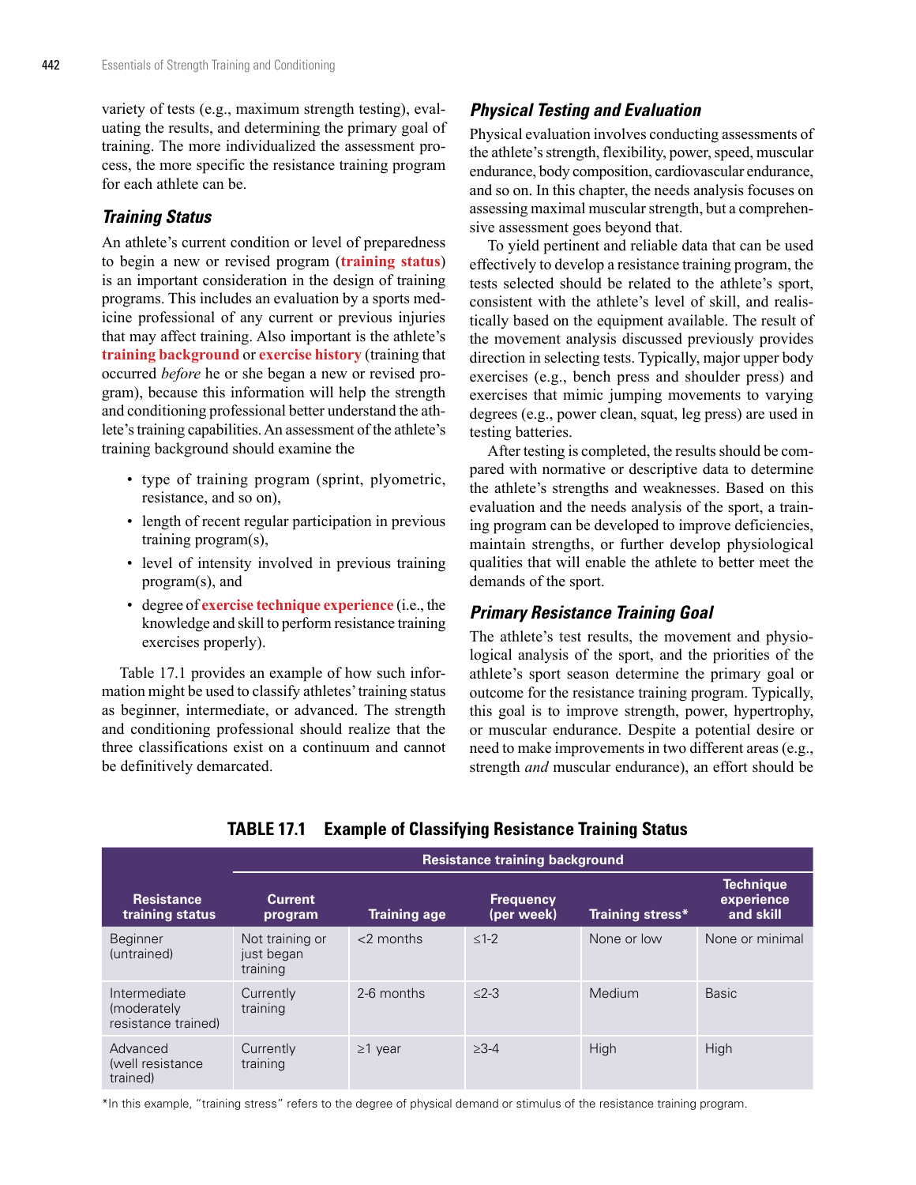variety of tests (e.g., maximum strength testing), evaluating the results, and determining the primary goal of training. The more individualized the assessment process, the more specific the resistance training program for each athlete can be.

### Training Status

An athlete's current condition or level of preparedness to begin a new or revised program (**training status**) is an important consideration in the design of training programs. This includes an evaluation by a sports medicine professional of any current or previous injuries that may affect training. Also important is the athlete's **training background** or **exercise history** (training that occurred *before* he or she began a new or revised program), because this information will help the strength and conditioning professional better understand the athlete's training capabilities. An assessment of the athlete's training background should examine the

- type of training program (sprint, plyometric, resistance, and so on),
- length of recent regular participation in previous training program(s),
- level of intensity involved in previous training program(s), and
- degree of **exercise technique experience** (i.e., the knowledge and skill to perform resistance training exercises properly).

Table 17.1 provides an example of how such information might be used to classify athletes' training status as beginner, intermediate, or advanced. The strength and conditioning professional should realize that the three classifications exist on a continuum and cannot be definitively demarcated.

### Physical Testing and Evaluation

Physical evaluation involves conducting assessments of the athlete's strength, flexibility, power, speed, muscular endurance, body composition, cardiovascular endurance, and so on. In this chapter, the needs analysis focuses on assessing maximal muscular strength, but a comprehensive assessment goes beyond that.

To yield pertinent and reliable data that can be used effectively to develop a resistance training program, the tests selected should be related to the athlete's sport, consistent with the athlete's level of skill, and realistically based on the equipment available. The result of the movement analysis discussed previously provides direction in selecting tests. Typically, major upper body exercises (e.g., bench press and shoulder press) and exercises that mimic jumping movements to varying degrees (e.g., power clean, squat, leg press) are used in testing batteries.

After testing is completed, the results should be compared with normative or descriptive data to determine the athlete's strengths and weaknesses. Based on this evaluation and the needs analysis of the sport, a training program can be developed to improve deficiencies, maintain strengths, or further develop physiological qualities that will enable the athlete to better meet the demands of the sport.

### Primary Resistance Training Goal

The athlete's test results, the movement and physiological analysis of the sport, and the priorities of the athlete's sport season determine the primary goal or outcome for the resistance training program. Typically, this goal is to improve strength, power, hypertrophy, or muscular endurance. Despite a potential desire or need to make improvements in two different areas (e.g., strength *and* muscular endurance), an effort should be

**TABLE 17.1 Example of Classifying Resistance Training Status**

| | Resistance training background | | | | |
|---|---|---|---|---|---|
| **Resistance training status** | **Current program** | **Training age** | **Frequency (per week)** | **Training stress*** | **Technique experience and skill** |
| Beginner (untrained) | Not training or just began training | <2 months | ≤1-2 | None or low | None or minimal |
| Intermediate (moderately resistance trained) | Currently training | 2-6 months | ≤2-3 | Medium | Basic |
| Advanced (well resistance trained) | Currently training | ≥1 year | ≥3-4 | High | High |

*In this example, "training stress" refers to the degree of physical demand or stimulus of the resistance training program.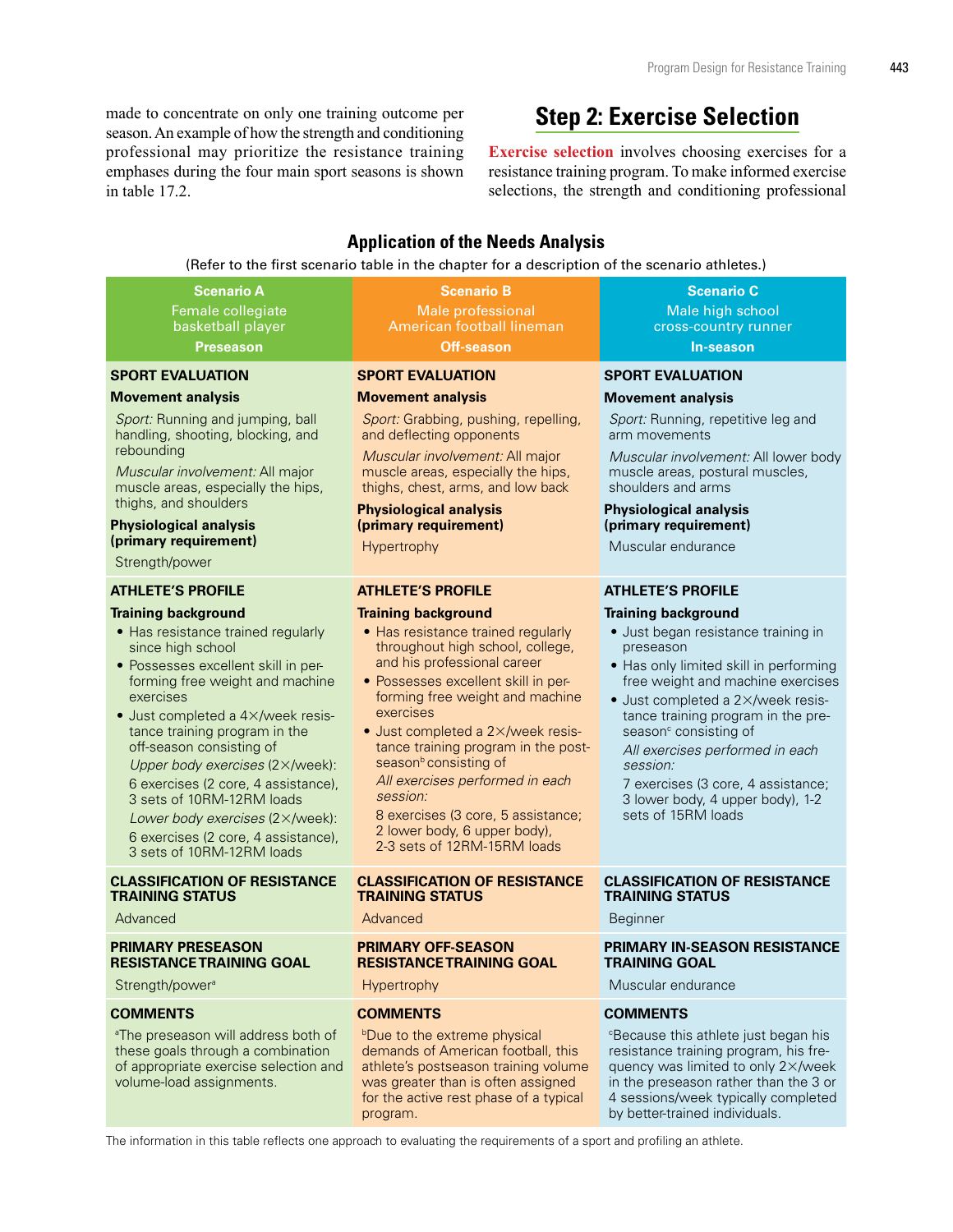made to concentrate on only one training outcome per season. An example of how the strength and conditioning professional may prioritize the resistance training emphases during the four main sport seasons is shown in table 17.2.

## Step 2: Exercise Selection

**Exercise selection** involves choosing exercises for a resistance training program. To make informed exercise selections, the strength and conditioning professional

### Application of the Needs Analysis

(Refer to the first scenario table in the chapter for a description of the scenario athletes.)

| **Scenario A**<br>Female collegiate basketball player<br>**Preseason** | **Scenario B**<br>Male professional American football lineman<br>**Off-season** | **Scenario C**<br>Male high school cross-country runner<br>**In-season** |
|---|---|---|
| **SPORT EVALUATION** | **SPORT EVALUATION** | **SPORT EVALUATION** |
| **Movement analysis**<br>*Sport:* Running and jumping, ball handling, shooting, blocking, and rebounding<br>*Muscular involvement:* All major muscle areas, especially the hips, thighs, and shoulders | **Movement analysis**<br>*Sport:* Grabbing, pushing, repelling, and deflecting opponents<br>*Muscular involvement:* All major muscle areas, especially the hips, thighs, chest, arms, and low back | **Movement analysis**<br>*Sport:* Running, repetitive leg and arm movements<br>*Muscular involvement:* All lower body muscle areas, postural muscles, shoulders and arms |
| **Physiological analysis (primary requirement)**<br>Strength/power | **Physiological analysis (primary requirement)**<br>Hypertrophy | **Physiological analysis (primary requirement)**<br>Muscular endurance |
| **ATHLETE'S PROFILE** | **ATHLETE'S PROFILE** | **ATHLETE'S PROFILE** |
| **Training background**<br>• Has resistance trained regularly since high school<br>• Possesses excellent skill in performing free weight and machine exercises<br>• Just completed a 4×/week resistance training program in the off-season consisting of<br>*Upper body exercises* (2×/week):<br>6 exercises (2 core, 4 assistance), 3 sets of 10RM-12RM loads<br>*Lower body exercises* (2×/week):<br>6 exercises (2 core, 4 assistance), 3 sets of 10RM-12RM loads | **Training background**<br>• Has resistance trained regularly throughout high school, college, and his professional career<br>• Possesses excellent skill in performing free weight and machine exercises<br>• Just completed a 2×/week resistance training program in the postseason[b] consisting of<br>*All exercises performed in each session:*<br>8 exercises (3 core, 5 assistance; 2 lower body, 6 upper body), 2-3 sets of 12RM-15RM loads | **Training background**<br>• Just began resistance training in preseason<br>• Has only limited skill in performing free weight and machine exercises<br>• Just completed a 2×/week resistance training program in the preseason[c] consisting of<br>*All exercises performed in each session:*<br>7 exercises (3 core, 4 assistance; 3 lower body, 4 upper body), 1-2 sets of 15RM loads |
| **CLASSIFICATION OF RESISTANCE TRAINING STATUS**<br>Advanced | **CLASSIFICATION OF RESISTANCE TRAINING STATUS**<br>Advanced | **CLASSIFICATION OF RESISTANCE TRAINING STATUS**<br>Beginner |
| **PRIMARY PRESEASON RESISTANCE TRAINING GOAL**<br>Strength/power[a] | **PRIMARY OFF-SEASON RESISTANCE TRAINING GOAL**<br>Hypertrophy | **PRIMARY IN-SEASON RESISTANCE TRAINING GOAL**<br>Muscular endurance |
| **COMMENTS**<br>[a]The preseason will address both of these goals through a combination of appropriate exercise selection and volume-load assignments. | **COMMENTS**<br>[b]Due to the extreme physical demands of American football, this athlete's postseason training volume was greater than is often assigned for the active rest phase of a typical program. | **COMMENTS**<br>[c]Because this athlete just began his resistance training program, his frequency was limited to only 2×/week in the preseason rather than the 3 or 4 sessions/week typically completed by better-trained individuals. |

The information in this table reflects one approach to evaluating the requirements of a sport and profiling an athlete.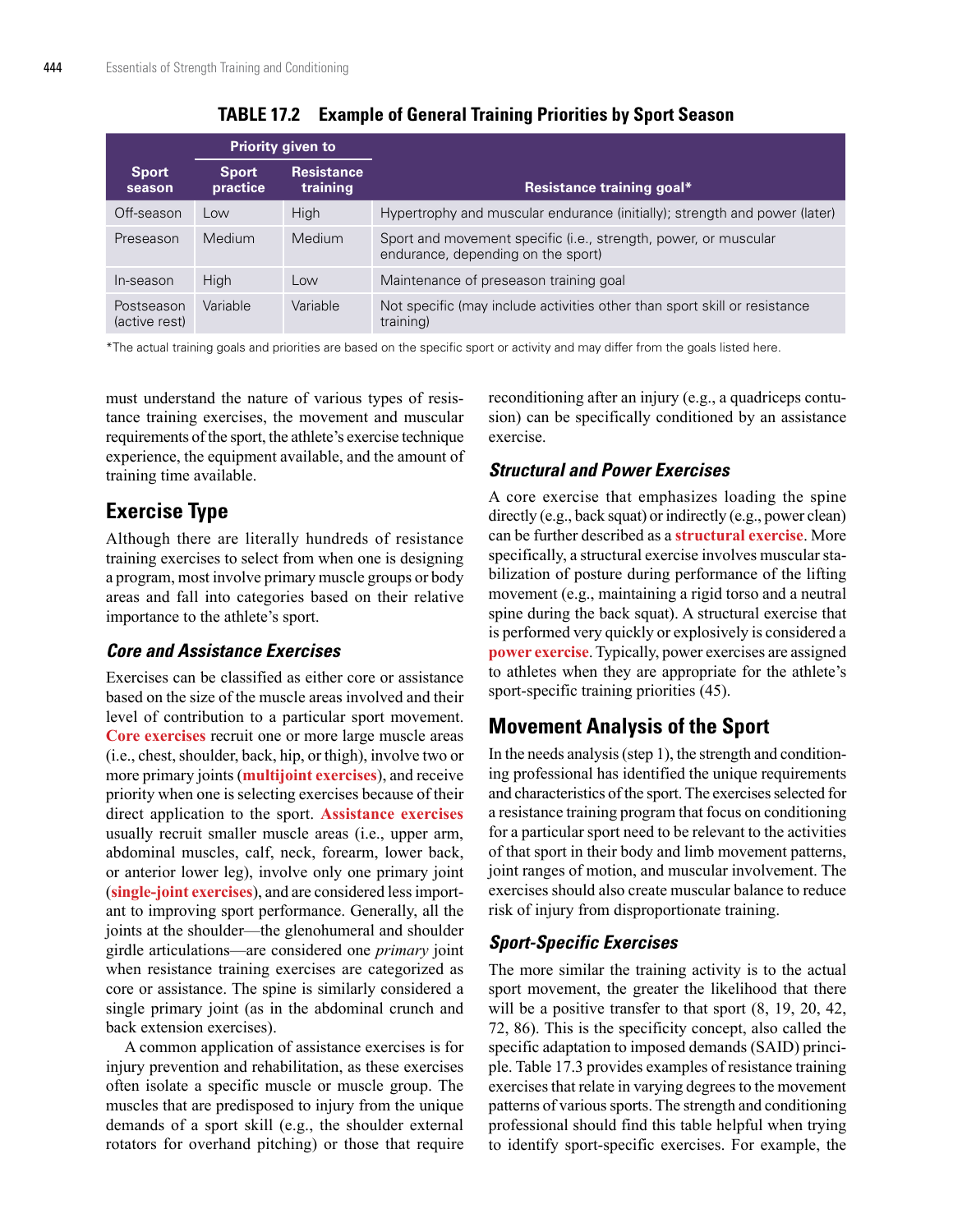**TABLE 17.2 Example of General Training Priorities by Sport Season**

| Sport season | Priority given to | | Resistance training goal* |
|---|---|---|---|
| | Sport practice | Resistance training | |
| Off-season | Low | High | Hypertrophy and muscular endurance (initially); strength and power (later) |
| Preseason | Medium | Medium | Sport and movement specific (i.e., strength, power, or muscular endurance, depending on the sport) |
| In-season | High | Low | Maintenance of preseason training goal |
| Postseason (active rest) | Variable | Variable | Not specific (may include activities other than sport skill or resistance training) |

*The actual training goals and priorities are based on the specific sport or activity and may differ from the goals listed here.

must understand the nature of various types of resistance training exercises, the movement and muscular requirements of the sport, the athlete's exercise technique experience, the equipment available, and the amount of training time available.

## Exercise Type

Although there are literally hundreds of resistance training exercises to select from when one is designing a program, most involve primary muscle groups or body areas and fall into categories based on their relative importance to the athlete's sport.

### *Core and Assistance Exercises*

Exercises can be classified as either core or assistance based on the size of the muscle areas involved and their level of contribution to a particular sport movement. **Core exercises** recruit one or more large muscle areas (i.e., chest, shoulder, back, hip, or thigh), involve two or more primary joints (**multijoint exercises**), and receive priority when one is selecting exercises because of their direct application to the sport. **Assistance exercises** usually recruit smaller muscle areas (i.e., upper arm, abdominal muscles, calf, neck, forearm, lower back, or anterior lower leg), involve only one primary joint (**single-joint exercises**), and are considered less important to improving sport performance. Generally, all the joints at the shoulder—the glenohumeral and shoulder girdle articulations—are considered one *primary* joint when resistance training exercises are categorized as core or assistance. The spine is similarly considered a single primary joint (as in the abdominal crunch and back extension exercises).

A common application of assistance exercises is for injury prevention and rehabilitation, as these exercises often isolate a specific muscle or muscle group. The muscles that are predisposed to injury from the unique demands of a sport skill (e.g., the shoulder external rotators for overhand pitching) or those that require reconditioning after an injury (e.g., a quadriceps contusion) can be specifically conditioned by an assistance exercise.

### *Structural and Power Exercises*

A core exercise that emphasizes loading the spine directly (e.g., back squat) or indirectly (e.g., power clean) can be further described as a **structural exercise**. More specifically, a structural exercise involves muscular stabilization of posture during performance of the lifting movement (e.g., maintaining a rigid torso and a neutral spine during the back squat). A structural exercise that is performed very quickly or explosively is considered a **power exercise**. Typically, power exercises are assigned to athletes when they are appropriate for the athlete's sport-specific training priorities (45).

## Movement Analysis of the Sport

In the needs analysis (step 1), the strength and conditioning professional has identified the unique requirements and characteristics of the sport. The exercises selected for a resistance training program that focus on conditioning for a particular sport need to be relevant to the activities of that sport in their body and limb movement patterns, joint ranges of motion, and muscular involvement. The exercises should also create muscular balance to reduce risk of injury from disproportionate training.

### *Sport-Specific Exercises*

The more similar the training activity is to the actual sport movement, the greater the likelihood that there will be a positive transfer to that sport (8, 19, 20, 42, 72, 86). This is the specificity concept, also called the specific adaptation to imposed demands (SAID) principle. Table 17.3 provides examples of resistance training exercises that relate in varying degrees to the movement patterns of various sports. The strength and conditioning professional should find this table helpful when trying to identify sport-specific exercises. For example, the